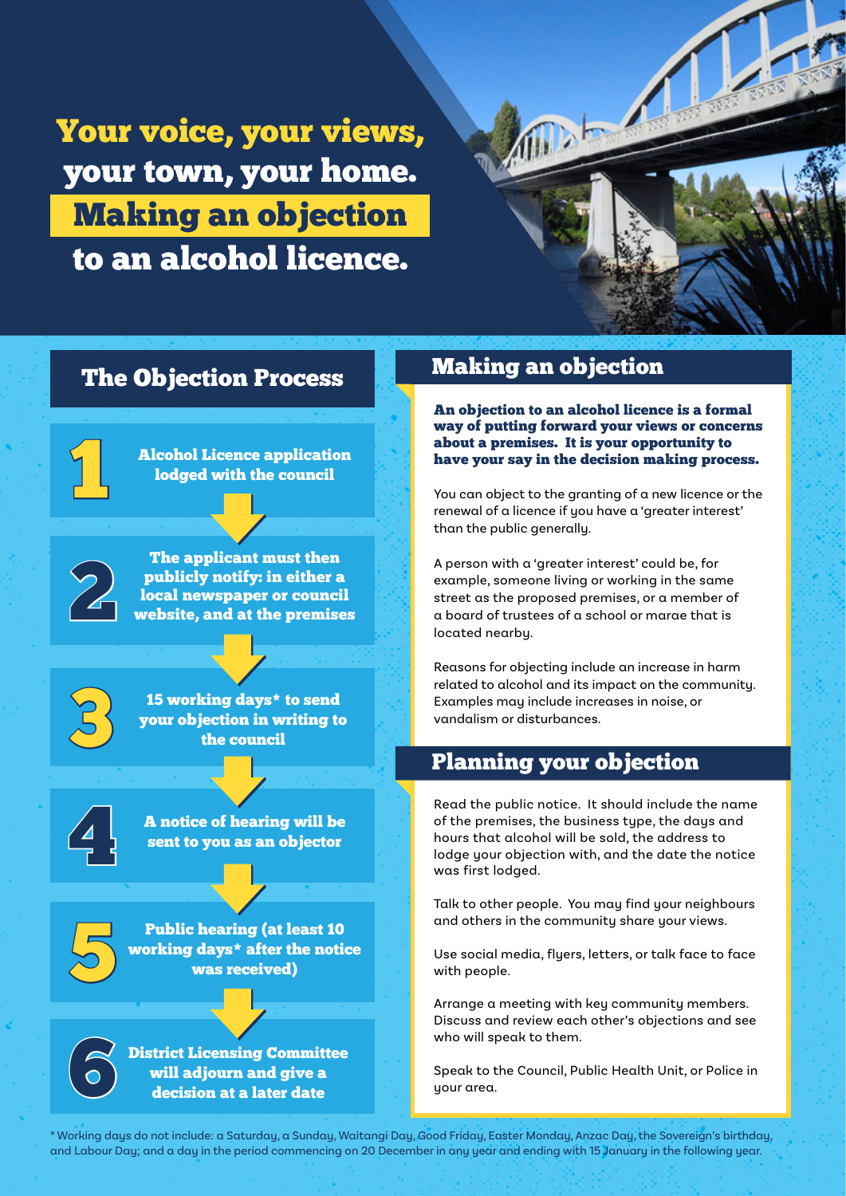# Your voice, your views, your town, your home. Making an objection to an alcohol licence.

## The Objection Process

1. **Alcohol Licence application lodged with the council**
2. **The applicant must then publicly notify: in either a local newspaper or council website, and at the premises**
3. **15 working days* to send your objection in writing to the council**
4. **A notice of hearing will be sent to you as an objector**
5. **Public hearing (at least 10 working days* after the notice was received)**
6. **District Licensing Committee will adjourn and give a decision at a later date**

## Making an objection

**An objection to an alcohol licence is a formal way of putting forward your views or concerns about a premises. It is your opportunity to have your say in the decision making process.**

You can object to the granting of a new licence or the renewal of a licence if you have a 'greater interest' than the public generally.

A person with a 'greater interest' could be, for example, someone living or working in the same street as the proposed premises, or a member of a board of trustees of a school or marae that is located nearby.

Reasons for objecting include an increase in harm related to alcohol and its impact on the community. Examples may include increases in noise, or vandalism or disturbances.

## Planning your objection

Read the public notice. It should include the name of the premises, the business type, the days and hours that alcohol will be sold, the address to lodge your objection with, and the date the notice was first lodged.

Talk to other people. You may find your neighbours and others in the community share your views.

Use social media, flyers, letters, or talk face to face with people.

Arrange a meeting with key community members. Discuss and review each other's objections and see who will speak to them.

Speak to the Council, Public Health Unit, or Police in your area.

* Working days do not include: a Saturday, a Sunday, Waitangi Day, Good Friday, Easter Monday, Anzac Day, the Sovereign's birthday, and Labour Day; and a day in the period commencing on 20 December in any year and ending with 15 January in the following year.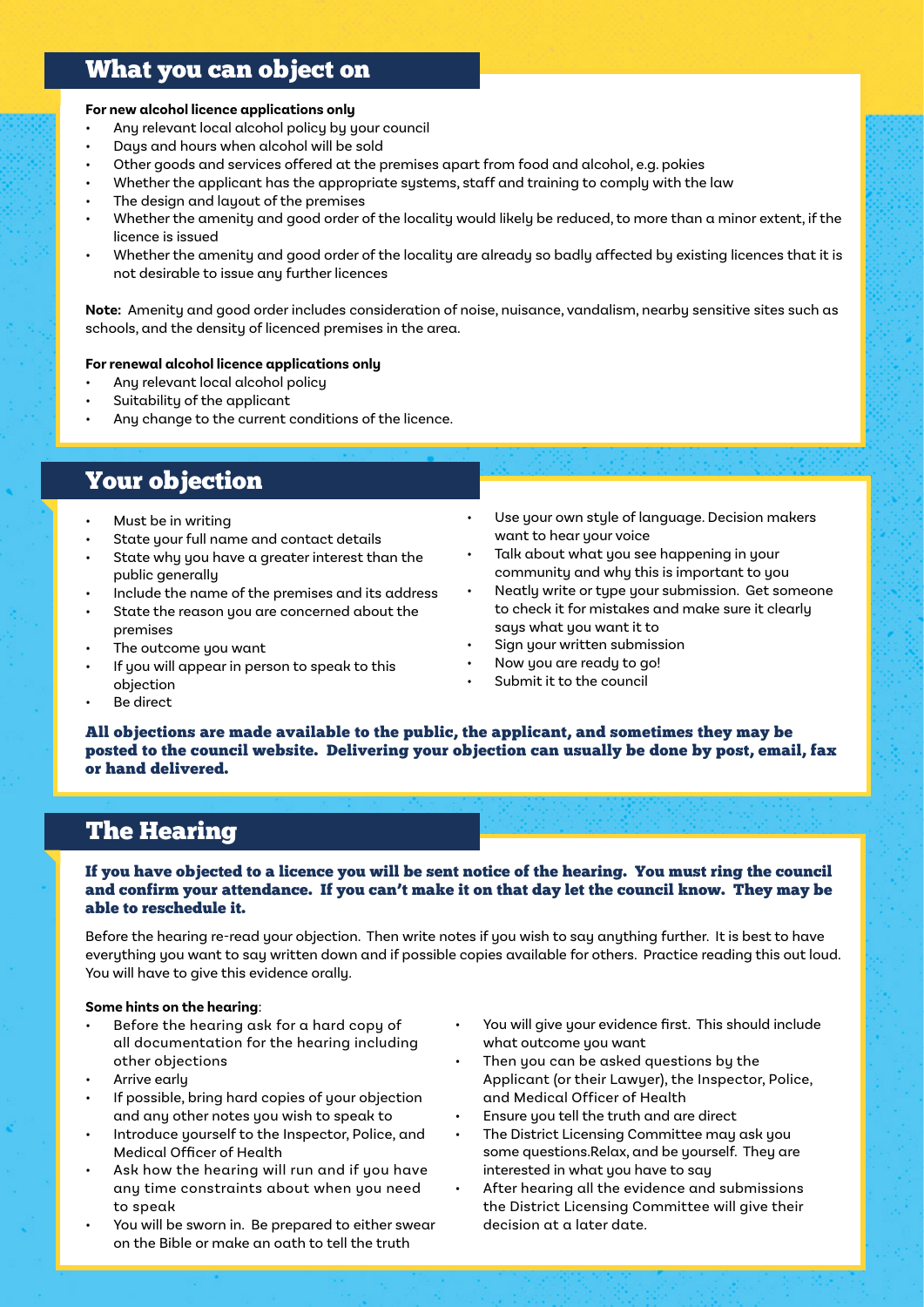## What you can object on

**For new alcohol licence applications only**

- Any relevant local alcohol policy by your council
- Days and hours when alcohol will be sold
- Other goods and services offered at the premises apart from food and alcohol, e.g. pokies
- Whether the applicant has the appropriate systems, staff and training to comply with the law
- The design and layout of the premises
- Whether the amenity and good order of the locality would likely be reduced, to more than a minor extent, if the licence is issued
- Whether the amenity and good order of the locality are already so badly affected by existing licences that it is not desirable to issue any further licences

**Note:** Amenity and good order includes consideration of noise, nuisance, vandalism, nearby sensitive sites such as schools, and the density of licenced premises in the area.

**For renewal alcohol licence applications only**

- Any relevant local alcohol policy
- Suitability of the applicant
- Any change to the current conditions of the licence.

## Your objection

- Must be in writing
- State your full name and contact details
- State why you have a greater interest than the public generally
- Include the name of the premises and its address
- State the reason you are concerned about the premises
- The outcome you want
- If you will appear in person to speak to this objection
- Be direct
- Use your own style of language. Decision makers want to hear your voice
- Talk about what you see happening in your community and why this is important to you
- Neatly write or type your submission. Get someone to check it for mistakes and make sure it clearly says what you want it to
- Sign your written submission
- Now you are ready to go!
- Submit it to the council

**All objections are made available to the public, the applicant, and sometimes they may be posted to the council website. Delivering your objection can usually be done by post, email, fax or hand delivered.**

## The Hearing

**If you have objected to a licence you will be sent notice of the hearing. You must ring the council and confirm your attendance. If you can't make it on that day let the council know. They may be able to reschedule it.**

Before the hearing re-read your objection. Then write notes if you wish to say anything further. It is best to have everything you want to say written down and if possible copies available for others. Practice reading this out loud. You will have to give this evidence orally.

**Some hints on the hearing**:

- Before the hearing ask for a hard copy of all documentation for the hearing including other objections
- Arrive early
- If possible, bring hard copies of your objection and any other notes you wish to speak to
- Introduce yourself to the Inspector, Police, and Medical Officer of Health
- Ask how the hearing will run and if you have any time constraints about when you need to speak
- You will be sworn in. Be prepared to either swear on the Bible or make an oath to tell the truth
- You will give your evidence first. This should include what outcome you want
- Then you can be asked questions by the Applicant (or their Lawyer), the Inspector, Police, and Medical Officer of Health
- Ensure you tell the truth and are direct
- The District Licensing Committee may ask you some questions.Relax, and be yourself. They are interested in what you have to say
- After hearing all the evidence and submissions the District Licensing Committee will give their decision at a later date.